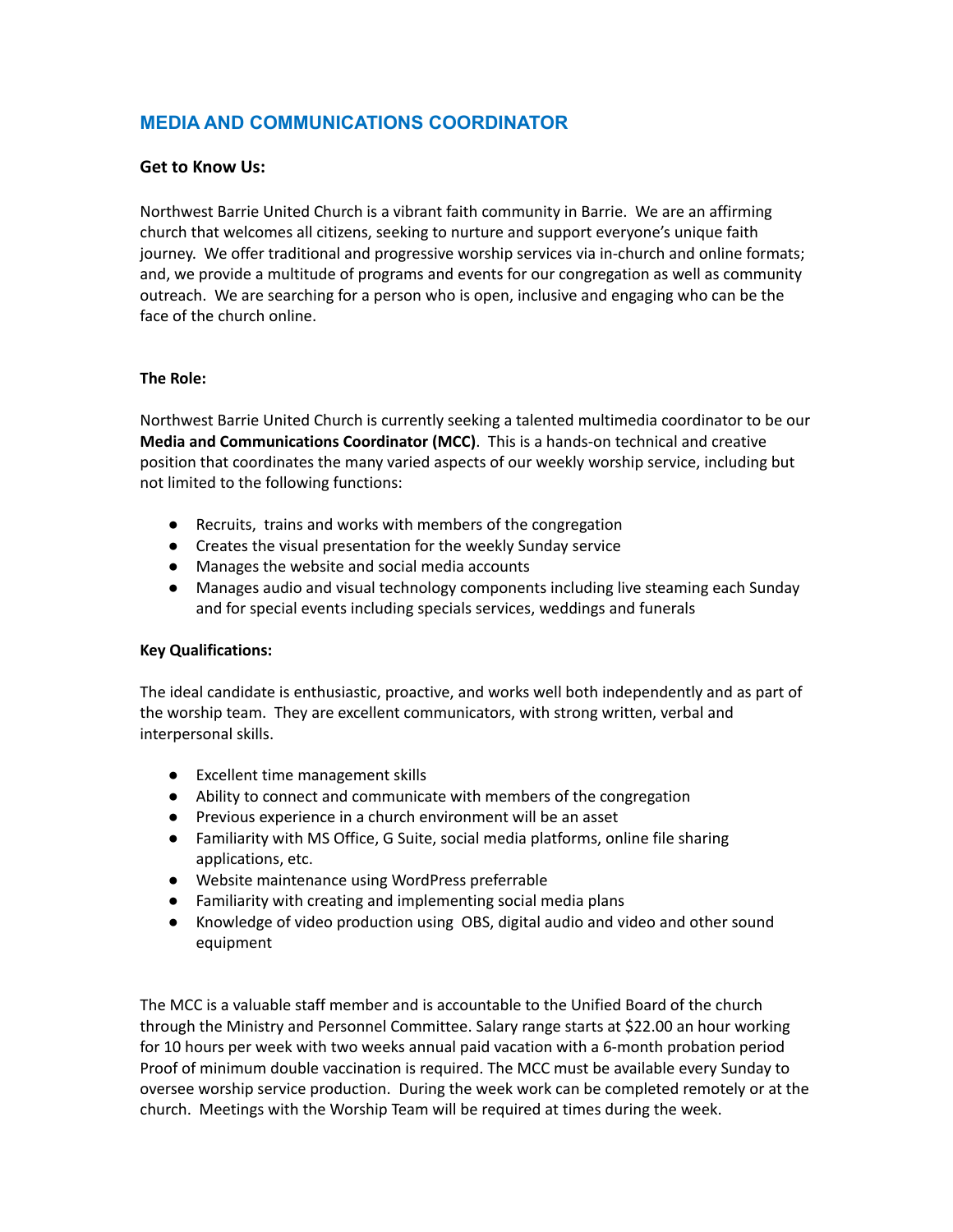# MEDIA AND COMMUNICATIONS COORDINATOR

### Get to Know Us:

Northwest Barrie United Church is a vibrant faith community in Barrie. We are an affirming church that welcomes all citizens, seeking to nurture and support everyone's unique faith journey. We offer traditional and progressive worship services via in-church and online formats; and, we provide a multitude of programs and events for our congregation as well as community outreach. We are searching for a person who is open, inclusive and engaging who can be the face of the church online.

**The Role:**

Northwest Barrie United Church is currently seeking a talented multimedia coordinator to be our **Media and Communications Coordinator (MCC)**. This is a hands-on technical and creative position that coordinates the many varied aspects of our weekly worship service, including but not limited to the following functions:

- Recruits, trains and works with members of the congregation
- Creates the visual presentation for the weekly Sunday service
- Manages the website and social media accounts
- Manages audio and visual technology components including live steaming each Sunday and for special events including specials services, weddings and funerals

**Key Qualifications:**

The ideal candidate is enthusiastic, proactive, and works well both independently and as part of the worship team. They are excellent communicators, with strong written, verbal and interpersonal skills.

- Excellent time management skills
- Ability to connect and communicate with members of the congregation
- Previous experience in a church environment will be an asset
- Familiarity with MS Office, G Suite, social media platforms, online file sharing applications, etc.
- Website maintenance using WordPress preferrable
- Familiarity with creating and implementing social media plans
- Knowledge of video production using OBS, digital audio and video and other sound equipment

The MCC is a valuable staff member and is accountable to the Unified Board of the church through the Ministry and Personnel Committee. Salary range starts at $22.00 an hour working for 10 hours per week with two weeks annual paid vacation with a 6-month probation period Proof of minimum double vaccination is required. The MCC must be available every Sunday to oversee worship service production. During the week work can be completed remotely or at the church. Meetings with the Worship Team will be required at times during the week.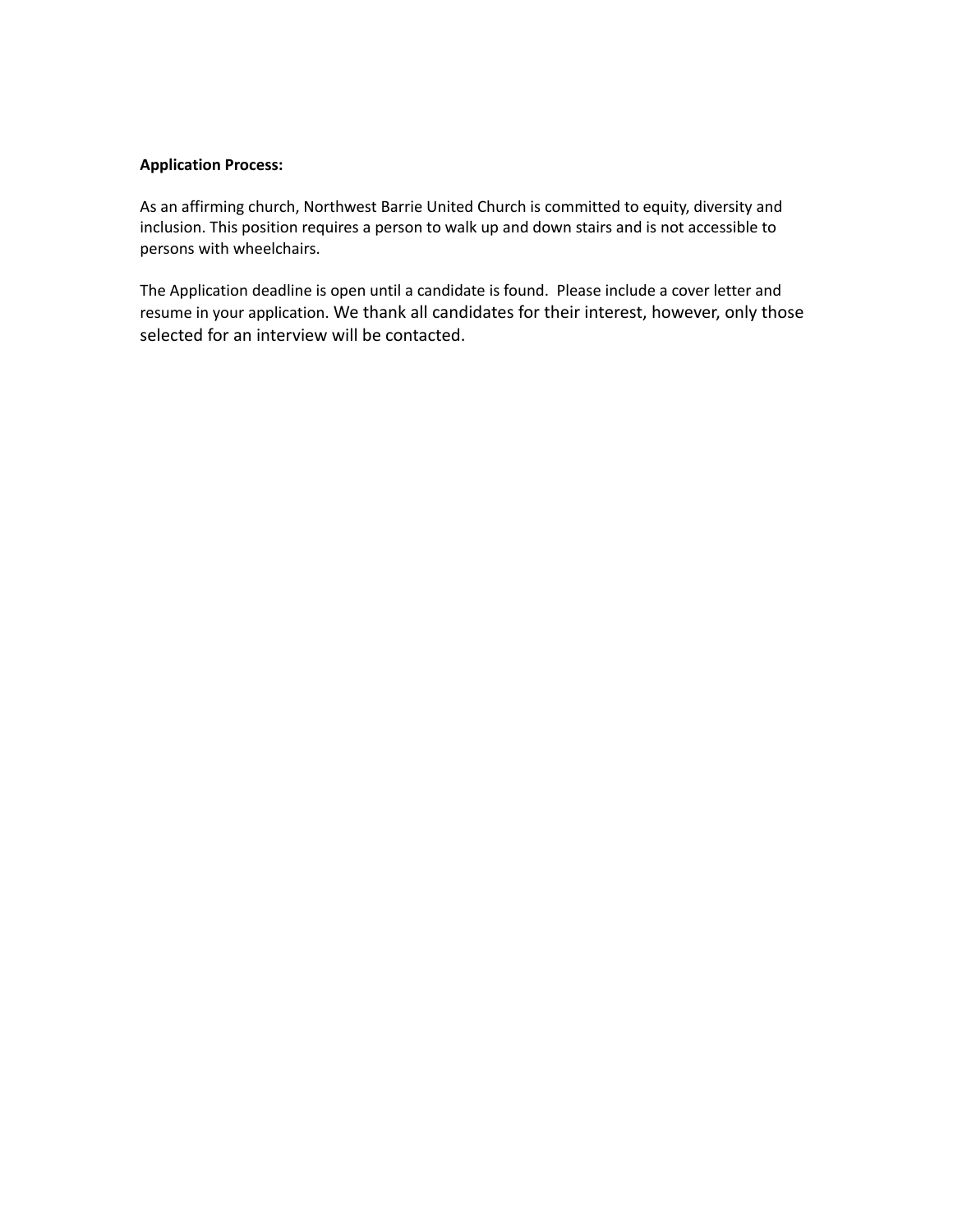**Application Process:**

As an affirming church, Northwest Barrie United Church is committed to equity, diversity and inclusion. This position requires a person to walk up and down stairs and is not accessible to persons with wheelchairs.

The Application deadline is open until a candidate is found. Please include a cover letter and resume in your application. We thank all candidates for their interest, however, only those selected for an interview will be contacted.